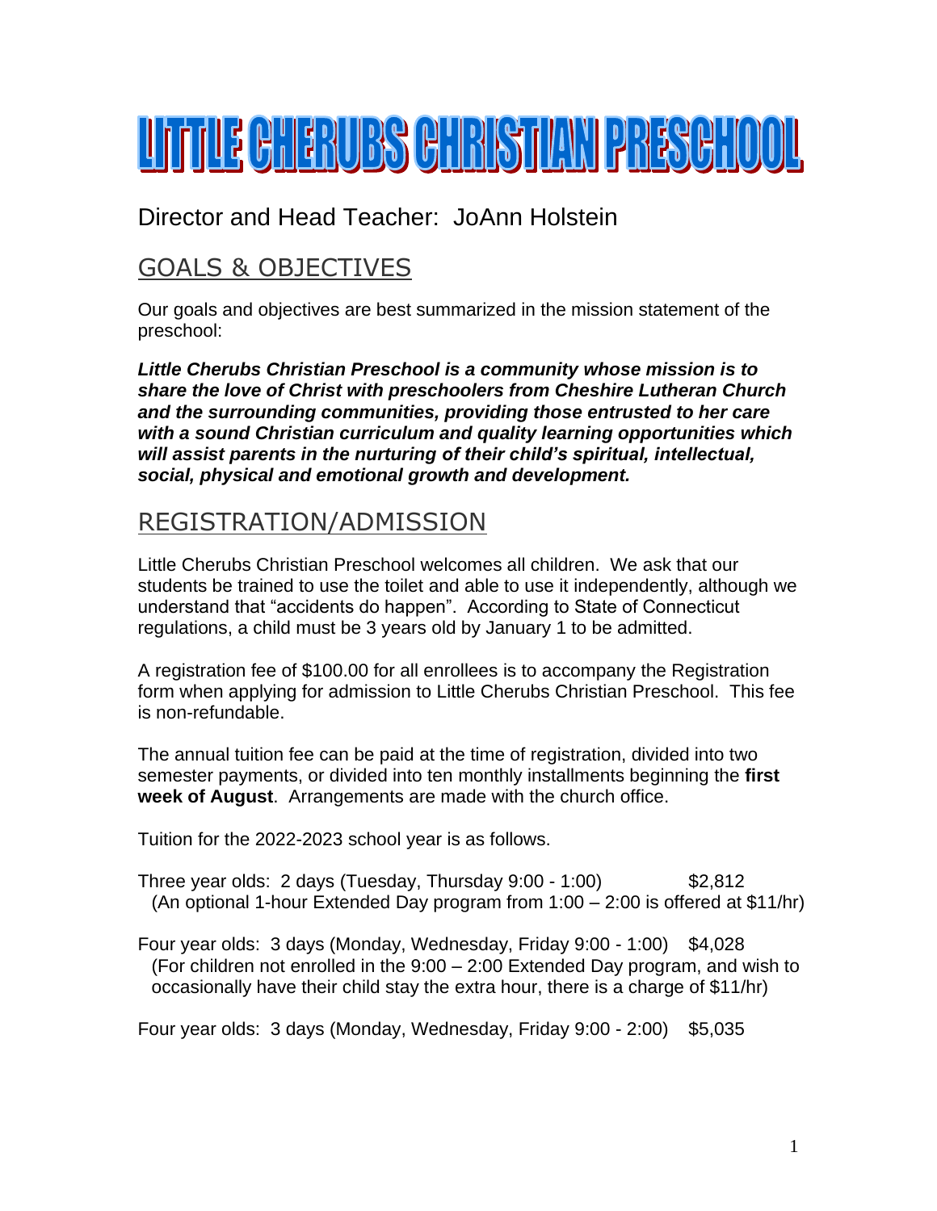# LITTLE CHERUBS CHRISTIAN PRESCHOOL

Director and Head Teacher: JoAnn Holstein

## GOALS & OBJECTIVES

Our goals and objectives are best summarized in the mission statement of the preschool:

***Little Cherubs Christian Preschool is a community whose mission is to share the love of Christ with preschoolers from Cheshire Lutheran Church and the surrounding communities, providing those entrusted to her care with a sound Christian curriculum and quality learning opportunities which will assist parents in the nurturing of their child's spiritual, intellectual, social, physical and emotional growth and development.***

## REGISTRATION/ADMISSION

Little Cherubs Christian Preschool welcomes all children. We ask that our students be trained to use the toilet and able to use it independently, although we understand that "accidents do happen". According to State of Connecticut regulations, a child must be 3 years old by January 1 to be admitted.

A registration fee of $100.00 for all enrollees is to accompany the Registration form when applying for admission to Little Cherubs Christian Preschool. This fee is non-refundable.

The annual tuition fee can be paid at the time of registration, divided into two semester payments, or divided into ten monthly installments beginning the **first week of August**. Arrangements are made with the church office.

Tuition for the 2022-2023 school year is as follows.

Three year olds: 2 days (Tuesday, Thursday 9:00 - 1:00) $2,812
(An optional 1-hour Extended Day program from 1:00 – 2:00 is offered at $11/hr)

Four year olds: 3 days (Monday, Wednesday, Friday 9:00 - 1:00) $4,028
(For children not enrolled in the 9:00 – 2:00 Extended Day program, and wish to occasionally have their child stay the extra hour, there is a charge of $11/hr)

Four year olds: 3 days (Monday, Wednesday, Friday 9:00 - 2:00) $5,035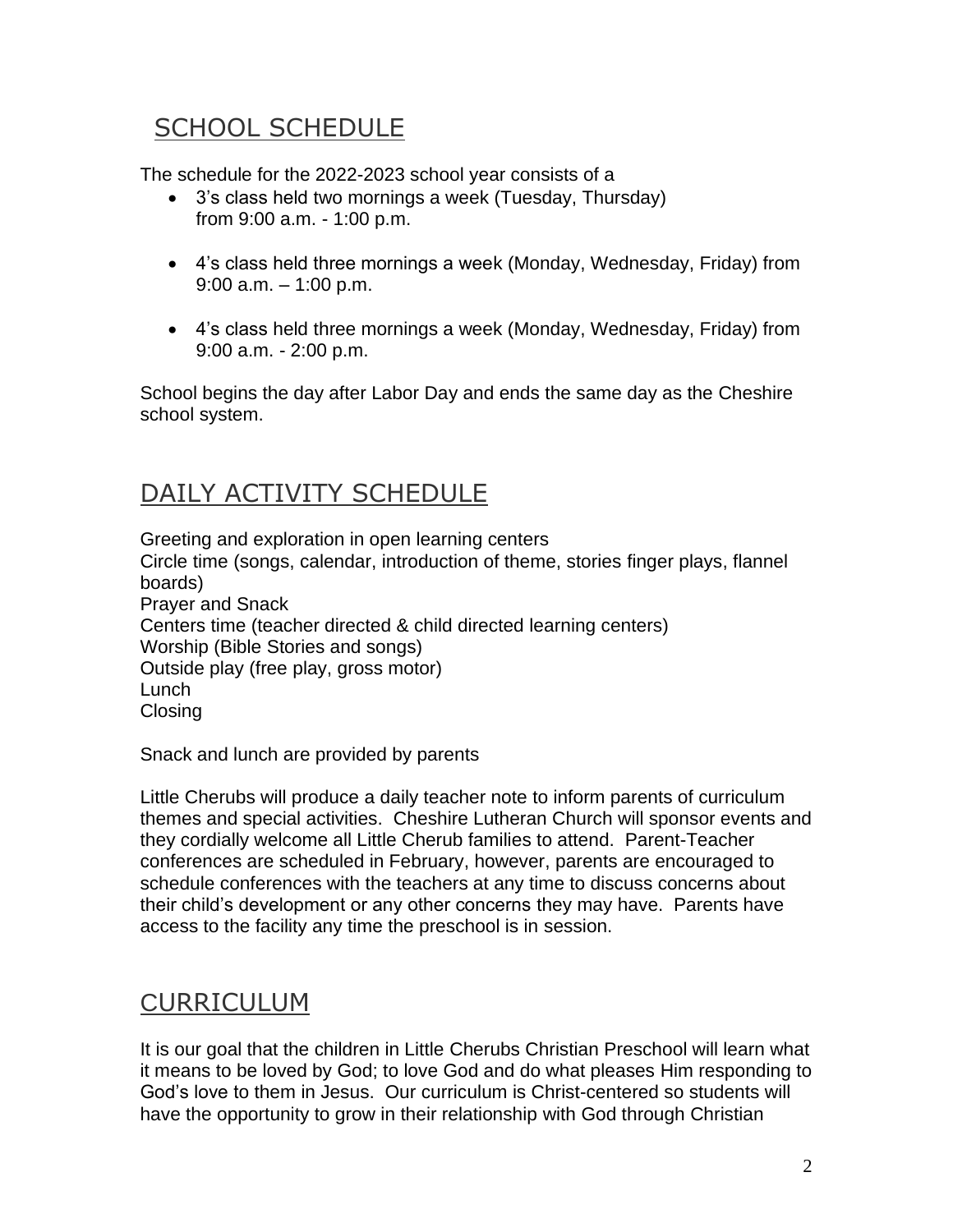## SCHOOL SCHEDULE

The schedule for the 2022-2023 school year consists of a

- 3's class held two mornings a week (Tuesday, Thursday) from 9:00 a.m. - 1:00 p.m.
- 4's class held three mornings a week (Monday, Wednesday, Friday) from 9:00 a.m. – 1:00 p.m.
- 4's class held three mornings a week (Monday, Wednesday, Friday) from 9:00 a.m. - 2:00 p.m.

School begins the day after Labor Day and ends the same day as the Cheshire school system.

## DAILY ACTIVITY SCHEDULE

Greeting and exploration in open learning centers
Circle time (songs, calendar, introduction of theme, stories finger plays, flannel boards)
Prayer and Snack
Centers time (teacher directed & child directed learning centers)
Worship (Bible Stories and songs)
Outside play (free play, gross motor)
Lunch
Closing

Snack and lunch are provided by parents

Little Cherubs will produce a daily teacher note to inform parents of curriculum themes and special activities. Cheshire Lutheran Church will sponsor events and they cordially welcome all Little Cherub families to attend. Parent-Teacher conferences are scheduled in February, however, parents are encouraged to schedule conferences with the teachers at any time to discuss concerns about their child's development or any other concerns they may have. Parents have access to the facility any time the preschool is in session.

## CURRICULUM

It is our goal that the children in Little Cherubs Christian Preschool will learn what it means to be loved by God; to love God and do what pleases Him responding to God's love to them in Jesus. Our curriculum is Christ-centered so students will have the opportunity to grow in their relationship with God through Christian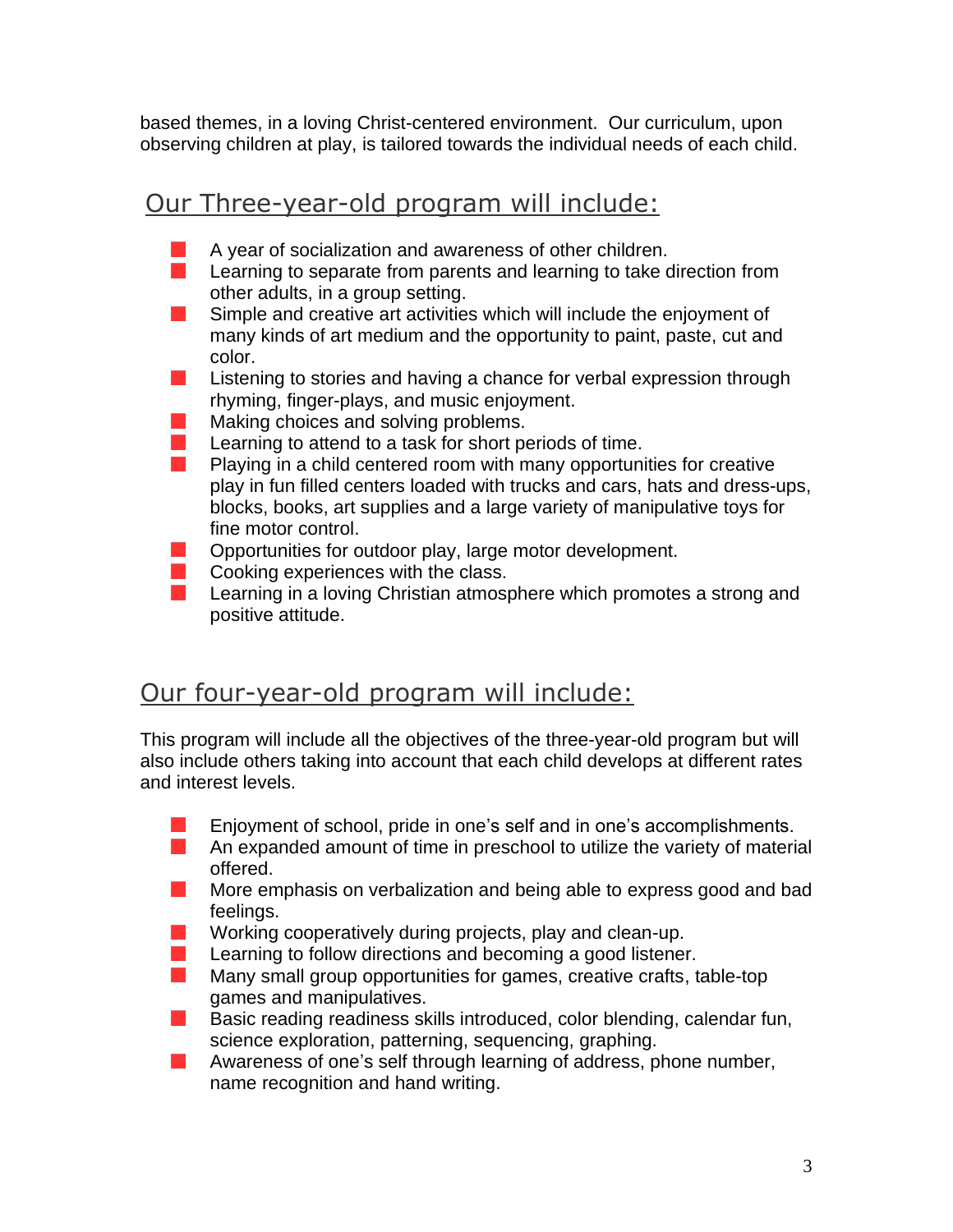based themes, in a loving Christ-centered environment. Our curriculum, upon observing children at play, is tailored towards the individual needs of each child.

## Our Three-year-old program will include:

- A year of socialization and awareness of other children.
- Learning to separate from parents and learning to take direction from other adults, in a group setting.
- Simple and creative art activities which will include the enjoyment of many kinds of art medium and the opportunity to paint, paste, cut and color.
- Listening to stories and having a chance for verbal expression through rhyming, finger-plays, and music enjoyment.
- Making choices and solving problems.
- Learning to attend to a task for short periods of time.
- Playing in a child centered room with many opportunities for creative play in fun filled centers loaded with trucks and cars, hats and dress-ups, blocks, books, art supplies and a large variety of manipulative toys for fine motor control.
- Opportunities for outdoor play, large motor development.
- Cooking experiences with the class.
- Learning in a loving Christian atmosphere which promotes a strong and positive attitude.

## Our four-year-old program will include:

This program will include all the objectives of the three-year-old program but will also include others taking into account that each child develops at different rates and interest levels.

- Enjoyment of school, pride in one's self and in one's accomplishments.
- An expanded amount of time in preschool to utilize the variety of material offered.
- More emphasis on verbalization and being able to express good and bad feelings.
- Working cooperatively during projects, play and clean-up.
- Learning to follow directions and becoming a good listener.
- Many small group opportunities for games, creative crafts, table-top games and manipulatives.
- Basic reading readiness skills introduced, color blending, calendar fun, science exploration, patterning, sequencing, graphing.
- Awareness of one's self through learning of address, phone number, name recognition and hand writing.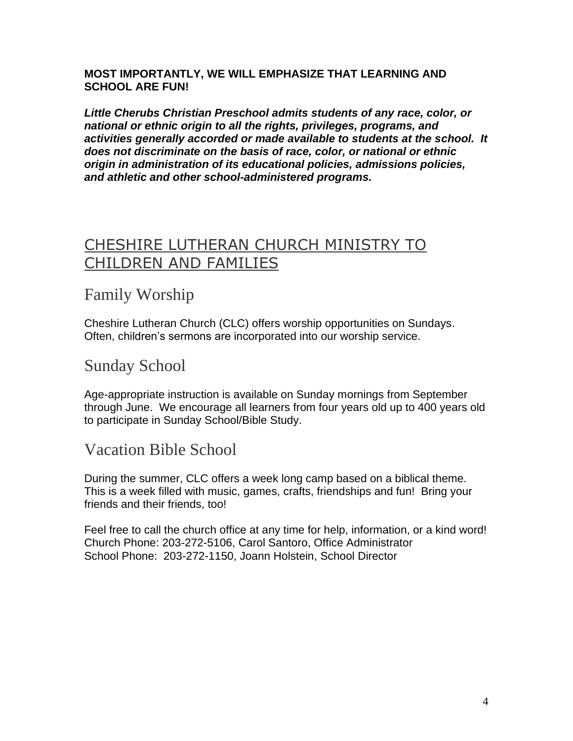**MOST IMPORTANTLY, WE WILL EMPHASIZE THAT LEARNING AND SCHOOL ARE FUN!**

***Little Cherubs Christian Preschool admits students of any race, color, or national or ethnic origin to all the rights, privileges, programs, and activities generally accorded or made available to students at the school. It does not discriminate on the basis of race, color, or national or ethnic origin in administration of its educational policies, admissions policies, and athletic and other school-administered programs.***

# CHESHIRE LUTHERAN CHURCH MINISTRY TO CHILDREN AND FAMILIES

## Family Worship

Cheshire Lutheran Church (CLC) offers worship opportunities on Sundays. Often, children's sermons are incorporated into our worship service.

## Sunday School

Age-appropriate instruction is available on Sunday mornings from September through June. We encourage all learners from four years old up to 400 years old to participate in Sunday School/Bible Study.

## Vacation Bible School

During the summer, CLC offers a week long camp based on a biblical theme. This is a week filled with music, games, crafts, friendships and fun! Bring your friends and their friends, too!

Feel free to call the church office at any time for help, information, or a kind word!
Church Phone: 203-272-5106, Carol Santoro, Office Administrator
School Phone: 203-272-1150, Joann Holstein, School Director